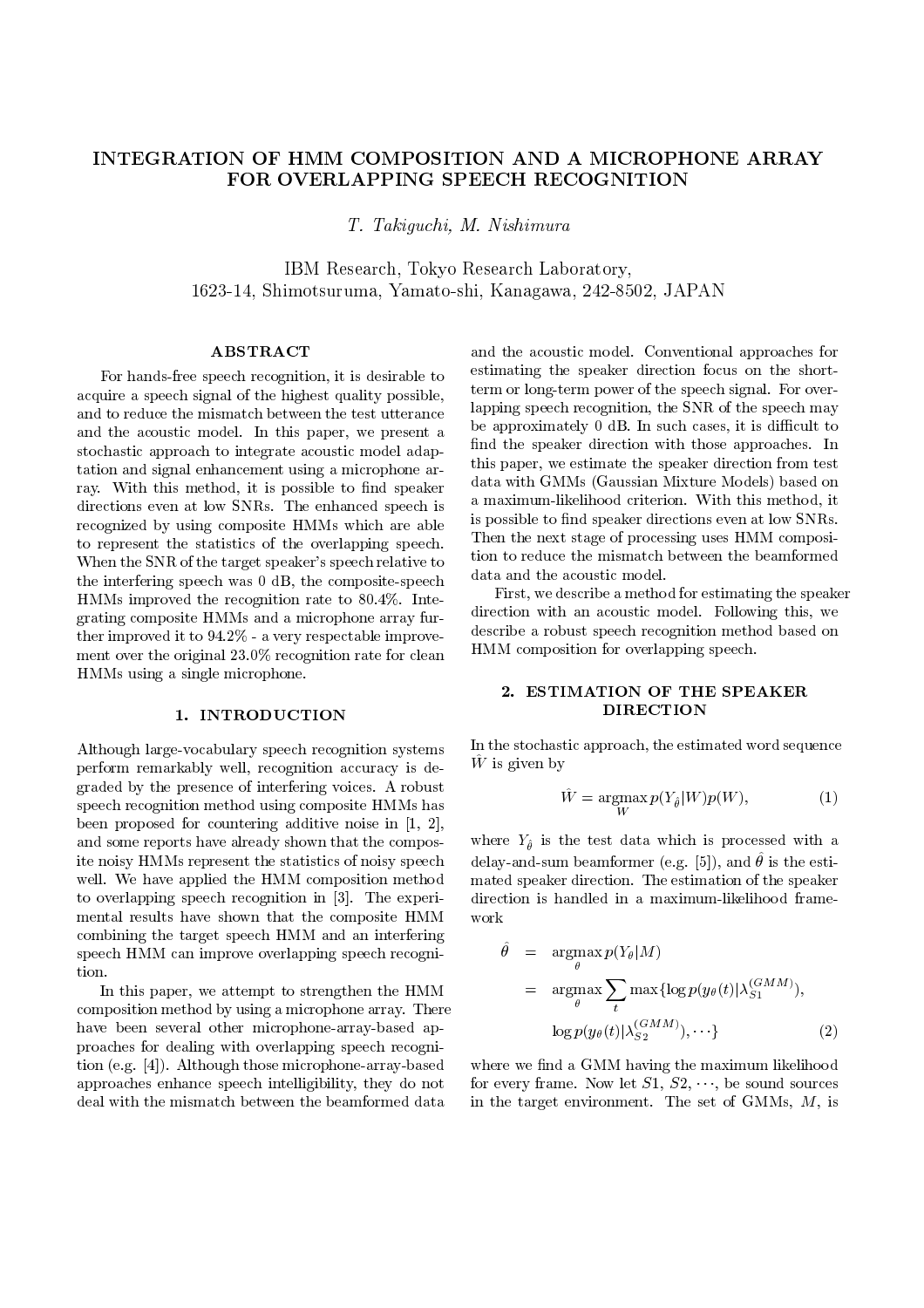# INTEGRATION OF HMM COMPOSITION AND A MICROPHONE ARRAY FOR OVERLAPPING SPEECH RECOGNITION

*T. Takiguchi, M. Nishimura*

IBM Research, Tokyo Research Laboratory,
1623-14, Shimotsuruma, Yamato-shi, Kanagawa, 242-8502, JAPAN

## ABSTRACT

For hands-free speech recognition, it is desirable to acquire a speech signal of the highest quality possible, and to reduce the mismatch between the test utterance and the acoustic model. In this paper, we present a stochastic approach to integrate acoustic model adaptation and signal enhancement using a microphone array. With this method, it is possible to find speaker directions even at low SNRs. The enhanced speech is recognized by using composite HMMs which are able to represent the statistics of the overlapping speech. When the SNR of the target speaker's speech relative to the interfering speech was 0 dB, the composite-speech HMMs improved the recognition rate to 80.4%. Integrating composite HMMs and a microphone array further improved it to 94.2% - a very respectable improvement over the original 23.0% recognition rate for clean HMMs using a single microphone.

## 1. INTRODUCTION

Although large-vocabulary speech recognition systems perform remarkably well, recognition accuracy is degraded by the presence of interfering voices. A robust speech recognition method using composite HMMs has been proposed for countering additive noise in [1, 2], and some reports have already shown that the composite noisy HMMs represent the statistics of noisy speech well. We have applied the HMM composition method to overlapping speech recognition in [3]. The experimental results have shown that the composite HMM combining the target speech HMM and an interfering speech HMM can improve overlapping speech recognition.

In this paper, we attempt to strengthen the HMM composition method by using a microphone array. There have been several other microphone-array-based approaches for dealing with overlapping speech recognition (e.g. [4]). Although those microphone-array-based approaches enhance speech intelligibility, they do not deal with the mismatch between the beamformed data and the acoustic model. Conventional approaches for estimating the speaker direction focus on the short-term or long-term power of the speech signal. For overlapping speech recognition, the SNR of the speech may be approximately 0 dB. In such cases, it is difficult to find the speaker direction with those approaches. In this paper, we estimate the speaker direction from test data with GMMs (Gaussian Mixture Models) based on a maximum-likelihood criterion. With this method, it is possible to find speaker directions even at low SNRs. Then the next stage of processing uses HMM composition to reduce the mismatch between the beamformed data and the acoustic model.

First, we describe a method for estimating the speaker direction with an acoustic model. Following this, we describe a robust speech recognition method based on HMM composition for overlapping speech.

## 2. ESTIMATION OF THE SPEAKER DIRECTION

In the stochastic approach, the estimated word sequence $\hat{W}$ is given by

$$\hat{W} = \underset{W}{\operatorname{argmax}}\, p(Y_{\hat{\theta}}|W)p(W), \tag{1}$$

where $Y_{\hat{\theta}}$ is the test data which is processed with a delay-and-sum beamformer (e.g. [5]), and $\hat{\theta}$ is the estimated speaker direction. The estimation of the speaker direction is handled in a maximum-likelihood framework

$$\begin{aligned} \hat{\theta} &= \underset{\theta}{\operatorname{argmax}}\, p(Y_\theta|M) \\ &= \underset{\theta}{\operatorname{argmax}} \sum_t \max\{\log p(y_\theta(t)|\lambda_{S1}^{(GMM)}), \\ &\quad \log p(y_\theta(t)|\lambda_{S2}^{(GMM)}), \cdots\} \end{aligned} \tag{2}$$

where we find a GMM having the maximum likelihood for every frame. Now let $S1$, $S2$, $\cdots$, be sound sources in the target environment. The set of GMMs, $M$, is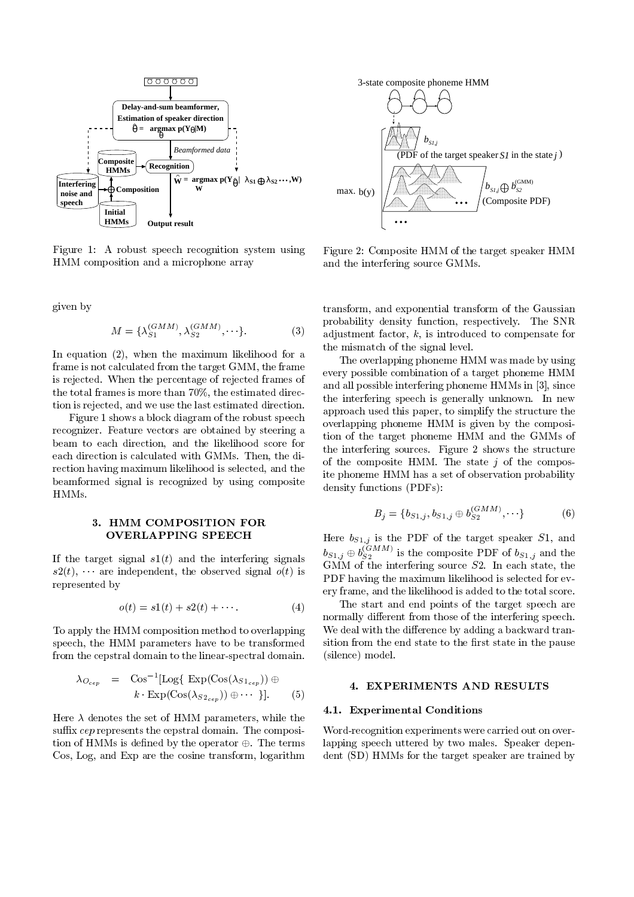Figure 1: A robust speech recognition system using HMM composition and a microphone array

Figure 2: Composite HMM of the target speaker HMM and the interfering source GMMs.

given by

$$M = \{\lambda_{S1}^{(GMM)}, \lambda_{S2}^{(GMM)}, \cdots\}. \qquad (3)$$

In equation (2), when the maximum likelihood for a frame is not calculated from the target GMM, the frame is rejected. When the percentage of rejected frames of the total frames is more than 70%, the estimated direction is rejected, and we use the last estimated direction.

Figure 1 shows a block diagram of the robust speech recognizer. Feature vectors are obtained by steering a beam to each direction, and the likelihood score for each direction is calculated with GMMs. Then, the direction having maximum likelihood is selected, and the beamformed signal is recognized by using composite HMMs.

## 3. HMM COMPOSITION FOR OVERLAPPING SPEECH

If the target signal $s1(t)$ and the interfering signals $s2(t)$, $\cdots$ are independent, the observed signal $o(t)$ is represented by

$$o(t) = s1(t) + s2(t) + \cdots. \qquad (4)$$

To apply the HMM composition method to overlapping speech, the HMM parameters have to be transformed from the cepstral domain to the linear-spectral domain.

$$\lambda_{O_{cep}} = \mathrm{Cos}^{-1}[\mathrm{Log}\{\ \mathrm{Exp}(\mathrm{Cos}(\lambda_{S1_{cep}})) \oplus k \cdot \mathrm{Exp}(\mathrm{Cos}(\lambda_{S2_{cep}})) \oplus \cdots\ \}]. \qquad (5)$$

Here $\lambda$ denotes the set of HMM parameters, while the suffix *cep* represents the cepstral domain. The composition of HMMs is defined by the operator $\oplus$. The terms Cos, Log, and Exp are the cosine transform, logarithm transform, and exponential transform of the Gaussian probability density function, respectively. The SNR adjustment factor, $k$, is introduced to compensate for the mismatch of the signal level.

The overlapping phoneme HMM was made by using every possible combination of a target phoneme HMM and all possible interfering phoneme HMMs in [3], since the interfering speech is generally unknown. In new approach used this paper, to simplify the structure the overlapping phoneme HMM is given by the composition of the target phoneme HMM and the GMMs of the interfering sources. Figure 2 shows the structure of the composite HMM. The state $j$ of the composite phoneme HMM has a set of observation probability density functions (PDFs):

$$B_j = \{b_{S1,j}, b_{S1,j} \oplus b_{S2}^{(GMM)}, \cdots\} \qquad (6)$$

Here $b_{S1,j}$ is the PDF of the target speaker $S1$, and $b_{S1,j} \oplus b_{S2}^{(GMM)}$ is the composite PDF of $b_{S1,j}$ and the GMM of the interfering source $S2$. In each state, the PDF having the maximum likelihood is selected for every frame, and the likelihood is added to the total score.

The start and end points of the target speech are normally different from those of the interfering speech. We deal with the difference by adding a backward transition from the end state to the first state in the pause (silence) model.

## 4. EXPERIMENTS AND RESULTS

### 4.1. Experimental Conditions

Word-recognition experiments were carried out on overlapping speech uttered by two males. Speaker dependent (SD) HMMs for the target speaker are trained by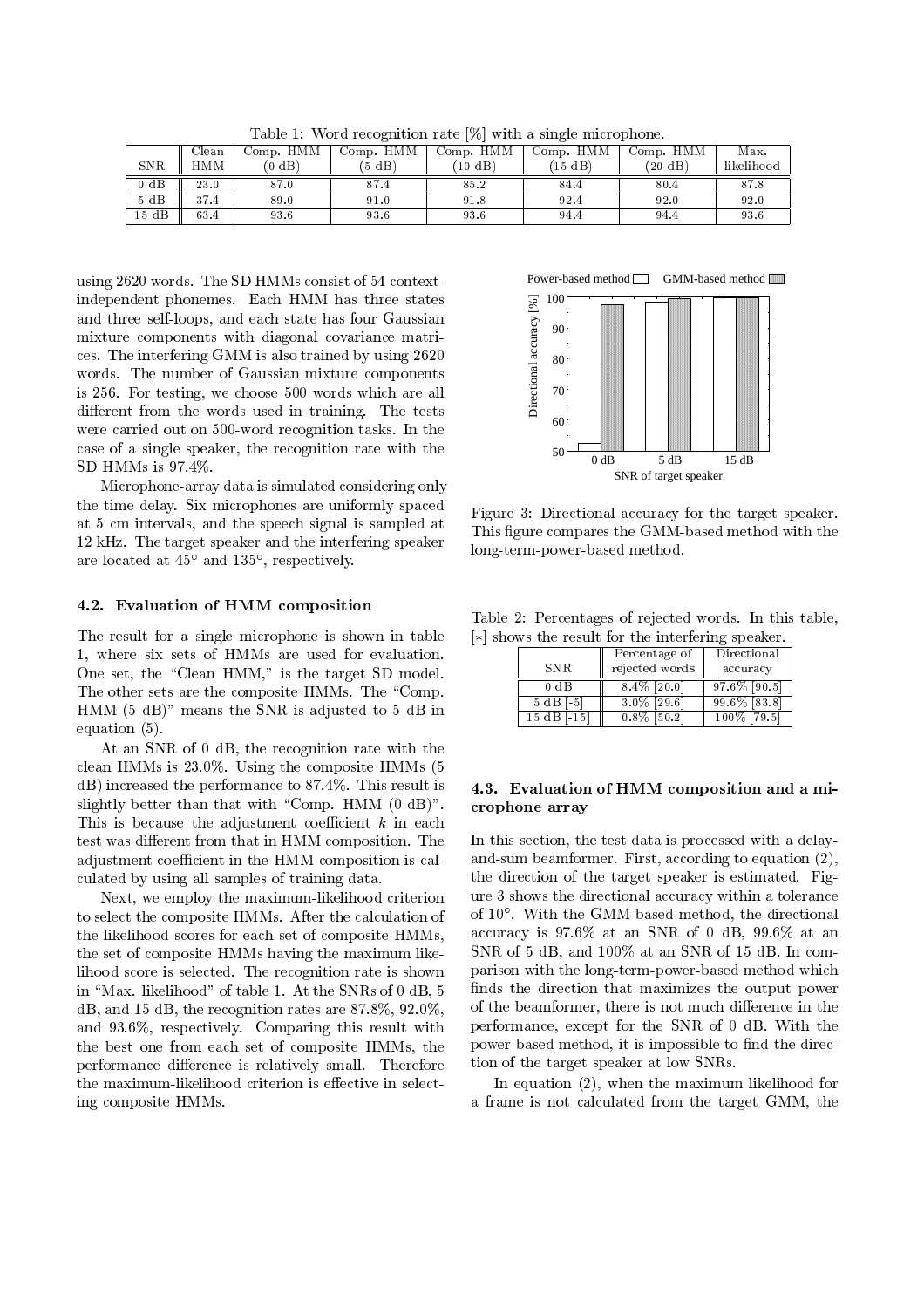Table 1: Word recognition rate [%] with a single microphone.

| SNR | Clean HMM | Comp. HMM (0 dB) | Comp. HMM (5 dB) | Comp. HMM (10 dB) | Comp. HMM (15 dB) | Comp. HMM (20 dB) | Max. likelihood |
|---|---|---|---|---|---|---|---|
| 0 dB | 23.0 | 87.0 | 87.4 | 85.2 | 84.4 | 80.4 | 87.8 |
| 5 dB | 37.4 | 89.0 | 91.0 | 91.8 | 92.4 | 92.0 | 92.0 |
| 15 dB | 63.4 | 93.6 | 93.6 | 93.6 | 94.4 | 94.4 | 93.6 |

using 2620 words. The SD HMMs consist of 54 context-independent phonemes. Each HMM has three states and three self-loops, and each state has four Gaussian mixture components with diagonal covariance matrices. The interfering GMM is also trained by using 2620 words. The number of Gaussian mixture components is 256. For testing, we choose 500 words which are all different from the words used in training. The tests were carried out on 500-word recognition tasks. In the case of a single speaker, the recognition rate with the SD HMMs is 97.4%.

Microphone-array data is simulated considering only the time delay. Six microphones are uniformly spaced at 5 cm intervals, and the speech signal is sampled at 12 kHz. The target speaker and the interfering speaker are located at 45° and 135°, respectively.

### 4.2. Evaluation of HMM composition

The result for a single microphone is shown in table 1, where six sets of HMMs are used for evaluation. One set, the "Clean HMM," is the target SD model. The other sets are the composite HMMs. The "Comp. HMM (5 dB)" means the SNR is adjusted to 5 dB in equation (5).

At an SNR of 0 dB, the recognition rate with the clean HMMs is 23.0%. Using the composite HMMs (5 dB) increased the performance to 87.4%. This result is slightly better than that with "Comp. HMM (0 dB)". This is because the adjustment coefficient $k$ in each test was different from that in HMM composition. The adjustment coefficient in the HMM composition is calculated by using all samples of training data.

Next, we employ the maximum-likelihood criterion to select the composite HMMs. After the calculation of the likelihood scores for each set of composite HMMs, the set of composite HMMs having the maximum likelihood score is selected. The recognition rate is shown in "Max. likelihood" of table 1. At the SNRs of 0 dB, 5 dB, and 15 dB, the recognition rates are 87.8%, 92.0%, and 93.6%, respectively. Comparing this result with the best one from each set of composite HMMs, the performance difference is relatively small. Therefore the maximum-likelihood criterion is effective in selecting composite HMMs.

Figure 3: Directional accuracy for the target speaker. This figure compares the GMM-based method with the long-term-power-based method.

Table 2: Percentages of rejected words. In this table, [*] shows the result for the interfering speaker.

| SNR | Percentage of rejected words | Directional accuracy |
|---|---|---|
| 0 dB | 8.4% [20.0] | 97.6% [90.5] |
| 5 dB [-5] | 3.0% [29.6] | 99.6% [83.8] |
| 15 dB [-15] | 0.8% [50.2] | 100% [79.5] |

### 4.3. Evaluation of HMM composition and a microphone array

In this section, the test data is processed with a delay-and-sum beamformer. First, according to equation (2), the direction of the target speaker is estimated. Figure 3 shows the directional accuracy within a tolerance of 10°. With the GMM-based method, the directional accuracy is 97.6% at an SNR of 0 dB, 99.6% at an SNR of 5 dB, and 100% at an SNR of 15 dB. In comparison with the long-term-power-based method which finds the direction that maximizes the output power of the beamformer, there is not much difference in the performance, except for the SNR of 0 dB. With the power-based method, it is impossible to find the direction of the target speaker at low SNRs.

In equation (2), when the maximum likelihood for a frame is not calculated from the target GMM, the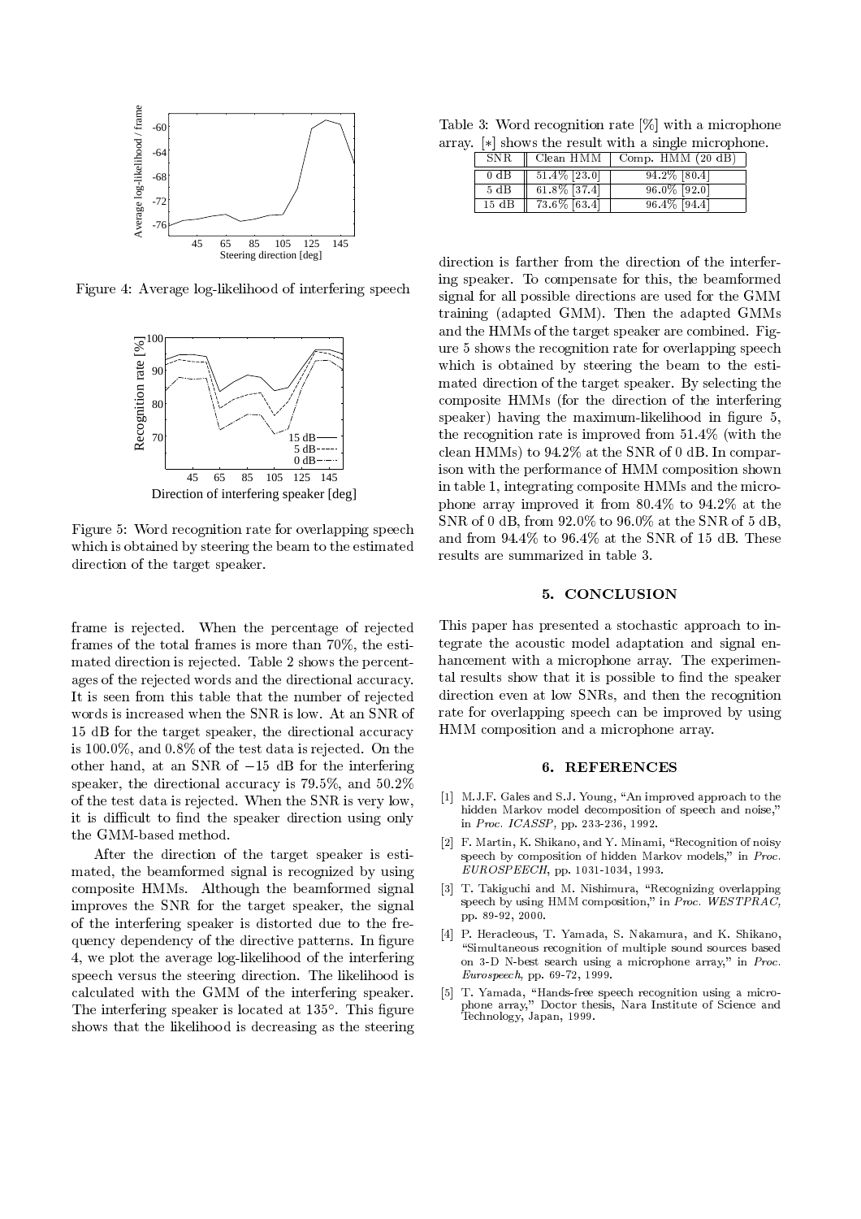Average log-likelihood / frame

-60
-64
-68
-72
-76

45 65 85 105 125 145

Steering direction [deg]

Figure 4: Average log-likelihood of interfering speech

Recognition rate [%]

100
90
80
70

15 dB
5 dB
0 dB

45 65 85 105 125 145

Direction of interfering speaker [deg]

Figure 5: Word recognition rate for overlapping speech which is obtained by steering the beam to the estimated direction of the target speaker.

frame is rejected. When the percentage of rejected frames of the total frames is more than 70%, the estimated direction is rejected. Table 2 shows the percentages of the rejected words and the directional accuracy. It is seen from this table that the number of rejected words is increased when the SNR is low. At an SNR of 15 dB for the target speaker, the directional accuracy is 100.0%, and 0.8% of the test data is rejected. On the other hand, at an SNR of $-15$ dB for the interfering speaker, the directional accuracy is 79.5%, and 50.2% of the test data is rejected. When the SNR is very low, it is difficult to find the speaker direction using only the GMM-based method.

After the direction of the target speaker is estimated, the beamformed signal is recognized by using composite HMMs. Although the beamformed signal improves the SNR for the target speaker, the signal of the interfering speaker is distorted due to the frequency dependency of the directive patterns. In figure 4, we plot the average log-likelihood of the interfering speech versus the steering direction. The likelihood is calculated with the GMM of the interfering speaker. The interfering speaker is located at 135°. This figure shows that the likelihood is decreasing as the steering direction is farther from the direction of the interfering speaker. To compensate for this, the beamformed signal for all possible directions are used for the GMM training (adapted GMM). Then the adapted GMMs and the HMMs of the target speaker are combined. Figure 5 shows the recognition rate for overlapping speech which is obtained by steering the beam to the estimated direction of the target speaker. By selecting the composite HMMs (for the direction of the interfering speaker) having the maximum-likelihood in figure 5, the recognition rate is improved from 51.4% (with the clean HMMs) to 94.2% at the SNR of 0 dB. In comparison with the performance of HMM composition shown in table 1, integrating composite HMMs and the microphone array improved it from 80.4% to 94.2% at the SNR of 0 dB, from 92.0% to 96.0% at the SNR of 5 dB, and from 94.4% to 96.4% at the SNR of 15 dB. These results are summarized in table 3.

Table 3: Word recognition rate [%] with a microphone array. [*] shows the result with a single microphone.

| SNR | Clean HMM | Comp. HMM (20 dB) |
|---|---|---|
| 0 dB | 51.4% [23.0] | 94.2% [80.4] |
| 5 dB | 61.8% [37.4] | 96.0% [92.0] |
| 15 dB | 73.6% [63.4] | 96.4% [94.4] |

## 5. CONCLUSION

This paper has presented a stochastic approach to integrate the acoustic model adaptation and signal enhancement with a microphone array. The experimental results show that it is possible to find the speaker direction even at low SNRs, and then the recognition rate for overlapping speech can be improved by using HMM composition and a microphone array.

## 6. REFERENCES

[1] M.J.F. Gales and S.J. Young, "An improved approach to the hidden Markov model decomposition of speech and noise," in *Proc. ICASSP*, pp. 233-236, 1992.

[2] F. Martin, K. Shikano, and Y. Minami, "Recognition of noisy speech by composition of hidden Markov models," in *Proc. EUROSPEECH*, pp. 1031-1034, 1993.

[3] T. Takiguchi and M. Nishimura, "Recognizing overlapping speech by using HMM composition," in *Proc. WESTPRAC*, pp. 89-92, 2000.

[4] P. Heracleous, T. Yamada, S. Nakamura, and K. Shikano, "Simultaneous recognition of multiple sound sources based on 3-D N-best search using a microphone array," in *Proc. Eurospeech*, pp. 69-72, 1999.

[5] T. Yamada, "Hands-free speech recognition using a microphone array," Doctor thesis, Nara Institute of Science and Technology, Japan, 1999.